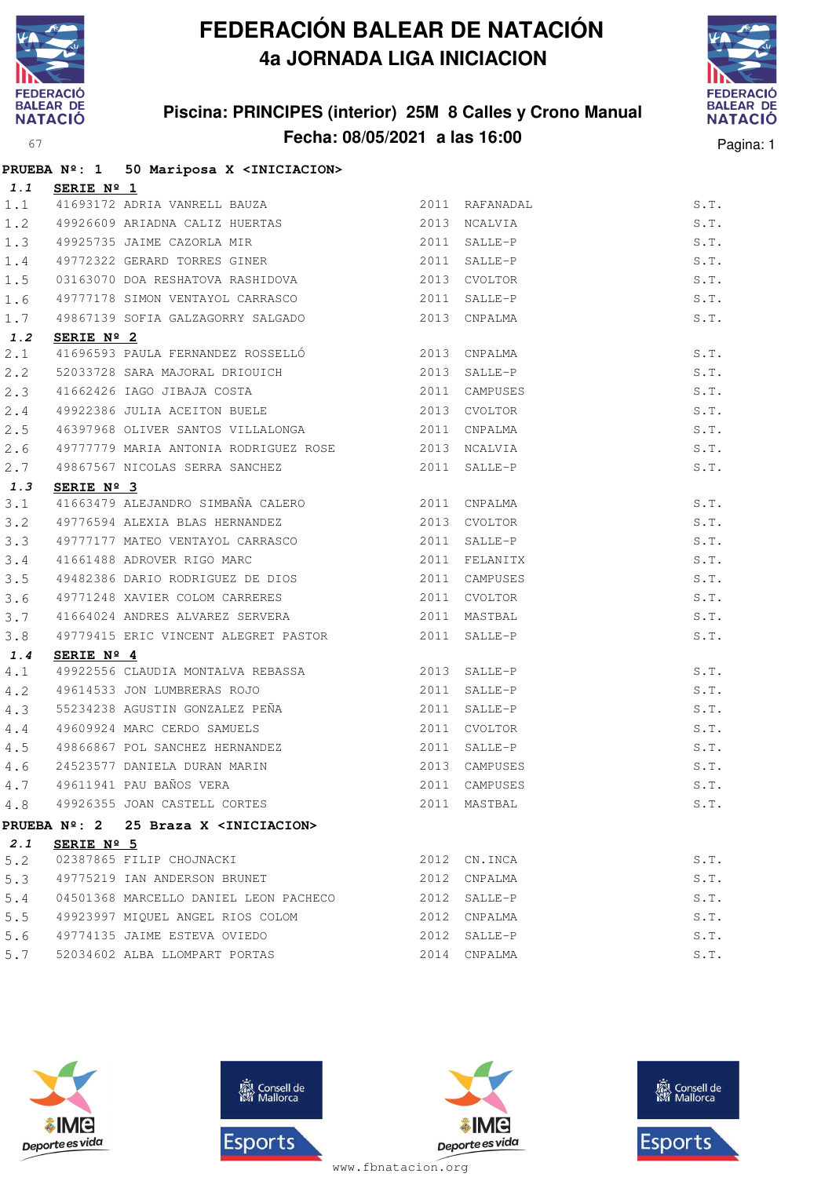# FEDERACIÓN BALEAR DE NATACIÓN

## 4a JORNADA LIGA INICIACION

### Piscina: PRINCIPES (interior) 25M 8 Calles y Crono Manual

### Fecha: 08/05/2021 a las 16:00

**PRUEBA Nº: 1 50 Mariposa X <INICIACION>**

***1.1*** **SERIE Nº 1**

| | | | | | |
|---|---|---|---|---|---|
| 1.1 | 41693172 | ADRIA VANRELL BAUZA | 2011 | RAFANADAL | S.T. |
| 1.2 | 49926609 | ARIADNA CALIZ HUERTAS | 2013 | NCALVIA | S.T. |
| 1.3 | 49925735 | JAIME CAZORLA MIR | 2011 | SALLE-P | S.T. |
| 1.4 | 49772322 | GERARD TORRES GINER | 2011 | SALLE-P | S.T. |
| 1.5 | 03163070 | DOA RESHATOVA RASHIDOVA | 2013 | CVOLTOR | S.T. |
| 1.6 | 49777178 | SIMON VENTAYOL CARRASCO | 2011 | SALLE-P | S.T. |
| 1.7 | 49867139 | SOFIA GALZAGORRY SALGADO | 2013 | CNPALMA | S.T. |

***1.2*** **SERIE Nº 2**

| | | | | | |
|---|---|---|---|---|---|
| 2.1 | 41696593 | PAULA FERNANDEZ ROSSELLÓ | 2013 | CNPALMA | S.T. |
| 2.2 | 52033728 | SARA MAJORAL DRIOUICH | 2013 | SALLE-P | S.T. |
| 2.3 | 41662426 | IAGO JIBAJA COSTA | 2011 | CAMPUSES | S.T. |
| 2.4 | 49922386 | JULIA ACEITON BUELE | 2013 | CVOLTOR | S.T. |
| 2.5 | 46397968 | OLIVER SANTOS VILLALONGA | 2011 | CNPALMA | S.T. |
| 2.6 | 49777779 | MARIA ANTONIA RODRIGUEZ ROSE | 2013 | NCALVIA | S.T. |
| 2.7 | 49867567 | NICOLAS SERRA SANCHEZ | 2011 | SALLE-P | S.T. |

***1.3*** **SERIE Nº 3**

| | | | | | |
|---|---|---|---|---|---|
| 3.1 | 41663479 | ALEJANDRO SIMBAÑA CALERO | 2011 | CNPALMA | S.T. |
| 3.2 | 49776594 | ALEXIA BLAS HERNANDEZ | 2013 | CVOLTOR | S.T. |
| 3.3 | 49777177 | MATEO VENTAYOL CARRASCO | 2011 | SALLE-P | S.T. |
| 3.4 | 41661488 | ADROVER RIGO MARC | 2011 | FELANITX | S.T. |
| 3.5 | 49482386 | DARIO RODRIGUEZ DE DIOS | 2011 | CAMPUSES | S.T. |
| 3.6 | 49771248 | XAVIER COLOM CARRERES | 2011 | CVOLTOR | S.T. |
| 3.7 | 41664024 | ANDRES ALVAREZ SERVERA | 2011 | MASTBAL | S.T. |
| 3.8 | 49779415 | ERIC VINCENT ALEGRET PASTOR | 2011 | SALLE-P | S.T. |

***1.4*** **SERIE Nº 4**

| | | | | | |
|---|---|---|---|---|---|
| 4.1 | 49922556 | CLAUDIA MONTALVA REBASSA | 2013 | SALLE-P | S.T. |
| 4.2 | 49614533 | JON LUMBRERAS ROJO | 2011 | SALLE-P | S.T. |
| 4.3 | 55234238 | AGUSTIN GONZALEZ PEÑA | 2011 | SALLE-P | S.T. |
| 4.4 | 49609924 | MARC CERDO SAMUELS | 2011 | CVOLTOR | S.T. |
| 4.5 | 49866867 | POL SANCHEZ HERNANDEZ | 2011 | SALLE-P | S.T. |
| 4.6 | 24523577 | DANIELA DURAN MARIN | 2013 | CAMPUSES | S.T. |
| 4.7 | 49611941 | PAU BAÑOS VERA | 2011 | CAMPUSES | S.T. |
| 4.8 | 49926355 | JOAN CASTELL CORTES | 2011 | MASTBAL | S.T. |

**PRUEBA Nº: 2 25 Braza X <INICIACION>**

***2.1*** **SERIE Nº 5**

| | | | | | |
|---|---|---|---|---|---|
| 5.2 | 02387865 | FILIP CHOJNACKI | 2012 | CN.INCA | S.T. |
| 5.3 | 49775219 | IAN ANDERSON BRUNET | 2012 | CNPALMA | S.T. |
| 5.4 | 04501368 | MARCELLO DANIEL LEON PACHECO | 2012 | SALLE-P | S.T. |
| 5.5 | 49923997 | MIQUEL ANGEL RIOS COLOM | 2012 | CNPALMA | S.T. |
| 5.6 | 49774135 | JAIME ESTEVA OVIEDO | 2012 | SALLE-P | S.T. |
| 5.7 | 52034602 | ALBA LLOMPART PORTAS | 2014 | CNPALMA | S.T. |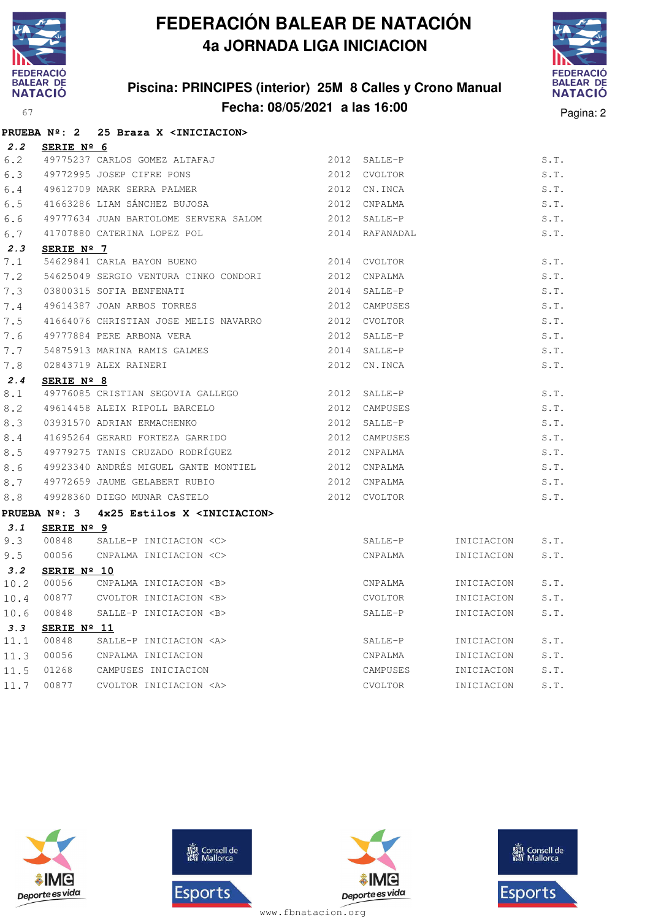# FEDERACIÓN BALEAR DE NATACIÓN

## 4a JORNADA LIGA INICIACION

### Piscina: PRINCIPES (interior) 25M 8 Calles y Crono Manual
### Fecha: 08/05/2021 a las 16:00

**PRUEBA Nº: 2 25 Braza X <INICIACION>**

**2.2 SERIE Nº 6**

| | | | | | | |
|---|---|---|---|---|---|---|
| 6.2 | 49775237 | CARLOS GOMEZ ALTAFAJ | 2012 | SALLE-P | | S.T. |
| 6.3 | 49772995 | JOSEP CIFRE PONS | 2012 | CVOLTOR | | S.T. |
| 6.4 | 49612709 | MARK SERRA PALMER | 2012 | CN.INCA | | S.T. |
| 6.5 | 41663286 | LIAM SÁNCHEZ BUJOSA | 2012 | CNPALMA | | S.T. |
| 6.6 | 49777634 | JUAN BARTOLOME SERVERA SALOM | 2012 | SALLE-P | | S.T. |
| 6.7 | 41707880 | CATERINA LOPEZ POL | 2014 | RAFANADAL | | S.T. |

**2.3 SERIE Nº 7**

| | | | | | | |
|---|---|---|---|---|---|---|
| 7.1 | 54629841 | CARLA BAYON BUENO | 2014 | CVOLTOR | | S.T. |
| 7.2 | 54625049 | SERGIO VENTURA CINKO CONDORI | 2012 | CNPALMA | | S.T. |
| 7.3 | 03800315 | SOFIA BENFENATI | 2014 | SALLE-P | | S.T. |
| 7.4 | 49614387 | JOAN ARBOS TORRES | 2012 | CAMPUSES | | S.T. |
| 7.5 | 41664076 | CHRISTIAN JOSE MELIS NAVARRO | 2012 | CVOLTOR | | S.T. |
| 7.6 | 49777884 | PERE ARBONA VERA | 2012 | SALLE-P | | S.T. |
| 7.7 | 54875913 | MARINA RAMIS GALMES | 2014 | SALLE-P | | S.T. |
| 7.8 | 02843719 | ALEX RAINERI | 2012 | CN.INCA | | S.T. |

**2.4 SERIE Nº 8**

| | | | | | | |
|---|---|---|---|---|---|---|
| 8.1 | 49776085 | CRISTIAN SEGOVIA GALLEGO | 2012 | SALLE-P | | S.T. |
| 8.2 | 49614458 | ALEIX RIPOLL BARCELO | 2012 | CAMPUSES | | S.T. |
| 8.3 | 03931570 | ADRIAN ERMACHENKO | 2012 | SALLE-P | | S.T. |
| 8.4 | 41695264 | GERARD FORTEZA GARRIDO | 2012 | CAMPUSES | | S.T. |
| 8.5 | 49779275 | TANIS CRUZADO RODRÍGUEZ | 2012 | CNPALMA | | S.T. |
| 8.6 | 49923340 | ANDRÉS MIGUEL GANTE MONTIEL | 2012 | CNPALMA | | S.T. |
| 8.7 | 49772659 | JAUME GELABERT RUBIO | 2012 | CNPALMA | | S.T. |
| 8.8 | 49928360 | DIEGO MUNAR CASTELO | 2012 | CVOLTOR | | S.T. |

**PRUEBA Nº: 3 4x25 Estilos X <INICIACION>**

**3.1 SERIE Nº 9**

| | | | | | | |
|---|---|---|---|---|---|---|
| 9.3 | 00848 | SALLE-P INICIACION <C> | | SALLE-P | INICIACION | S.T. |
| 9.5 | 00056 | CNPALMA INICIACION <C> | | CNPALMA | INICIACION | S.T. |

**3.2 SERIE Nº 10**

| | | | | | | |
|---|---|---|---|---|---|---|
| 10.2 | 00056 | CNPALMA INICIACION <B> | | CNPALMA | INICIACION | S.T. |
| 10.4 | 00877 | CVOLTOR INICIACION <B> | | CVOLTOR | INICIACION | S.T. |
| 10.6 | 00848 | SALLE-P INICIACION <B> | | SALLE-P | INICIACION | S.T. |

**3.3 SERIE Nº 11**

| | | | | | | |
|---|---|---|---|---|---|---|
| 11.1 | 00848 | SALLE-P INICIACION <A> | | SALLE-P | INICIACION | S.T. |
| 11.3 | 00056 | CNPALMA INICIACION | | CNPALMA | INICIACION | S.T. |
| 11.5 | 01268 | CAMPUSES INICIACION | | CAMPUSES | INICIACION | S.T. |
| 11.7 | 00877 | CVOLTOR INICIACION <A> | | CVOLTOR | INICIACION | S.T. |

www.fbnatacion.org